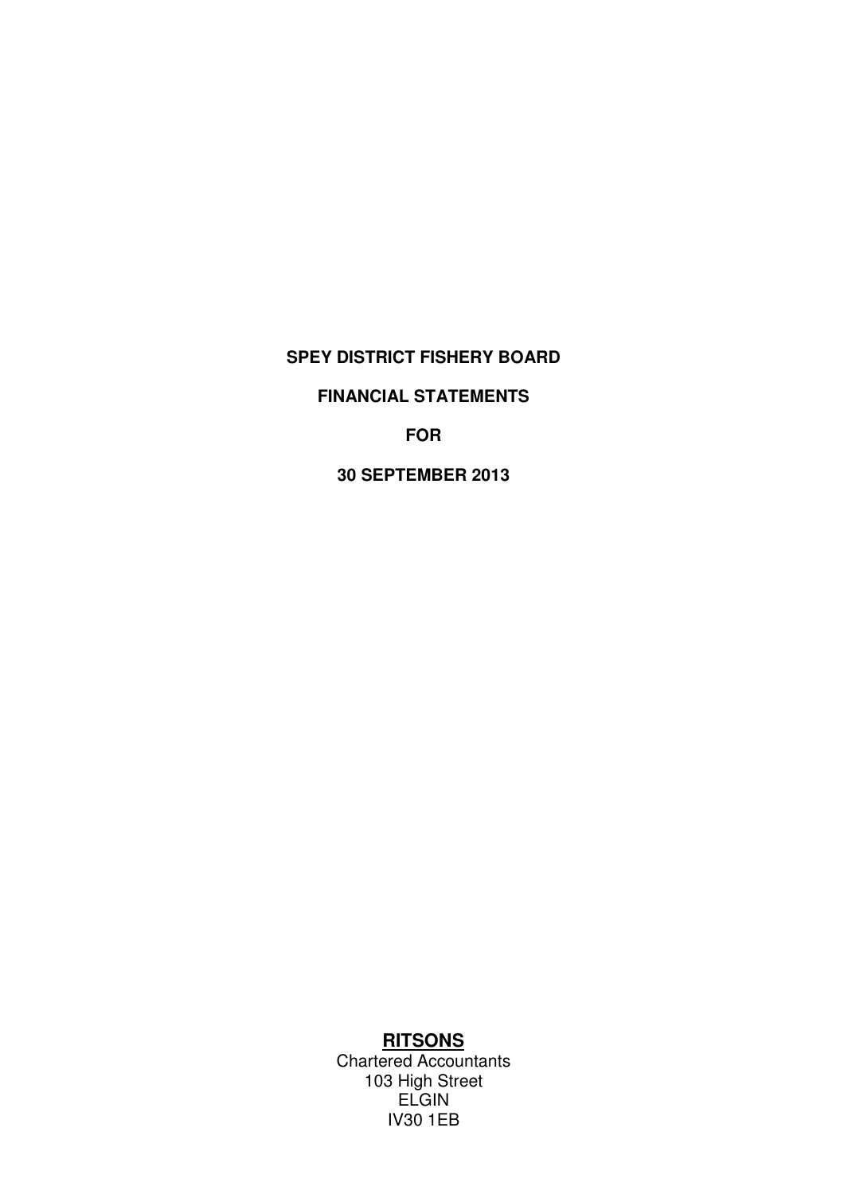**SPEY DISTRICT FISHERY BOARD**

**FINANCIAL STATEMENTS**

**FOR**

**30 SEPTEMBER 2013**

**RITSONS**

Chartered Accountants
103 High Street
ELGIN
IV30 1EB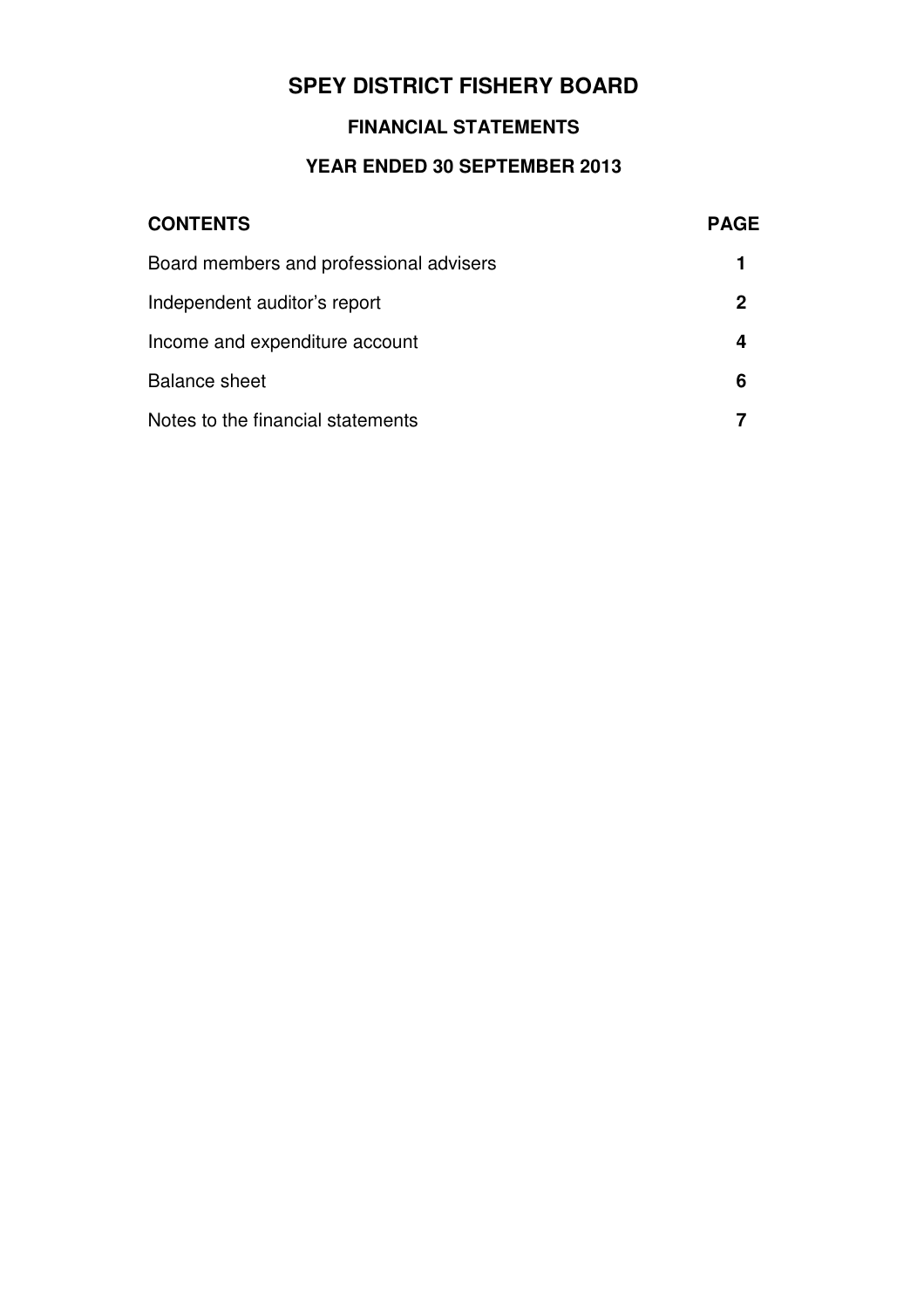# SPEY DISTRICT FISHERY BOARD

## FINANCIAL STATEMENTS

### YEAR ENDED 30 SEPTEMBER 2013

| CONTENTS | PAGE |
|---|---|
| Board members and professional advisers | 1 |
| Independent auditor's report | 2 |
| Income and expenditure account | 4 |
| Balance sheet | 6 |
| Notes to the financial statements | 7 |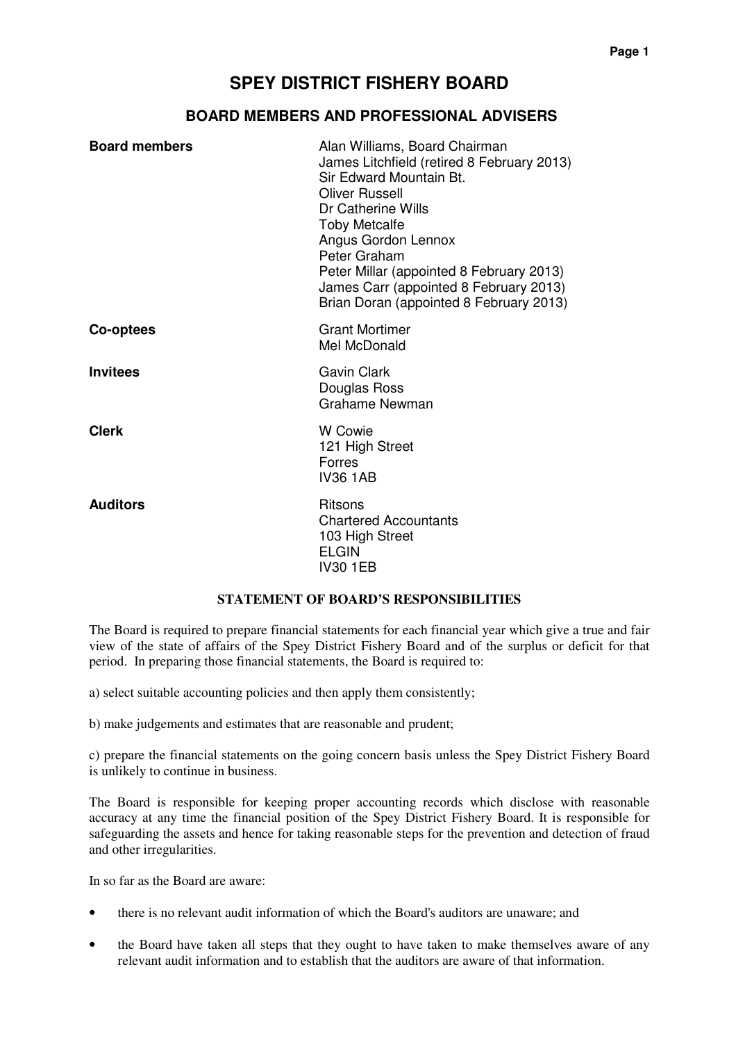# SPEY DISTRICT FISHERY BOARD

## BOARD MEMBERS AND PROFESSIONAL ADVISERS

| | |
|---|---|
| **Board members** | Alan Williams, Board Chairman<br>James Litchfield (retired 8 February 2013)<br>Sir Edward Mountain Bt.<br>Oliver Russell<br>Dr Catherine Wills<br>Toby Metcalfe<br>Angus Gordon Lennox<br>Peter Graham<br>Peter Millar (appointed 8 February 2013)<br>James Carr (appointed 8 February 2013)<br>Brian Doran (appointed 8 February 2013) |
| **Co-optees** | Grant Mortimer<br>Mel McDonald |
| **Invitees** | Gavin Clark<br>Douglas Ross<br>Grahame Newman |
| **Clerk** | W Cowie<br>121 High Street<br>Forres<br>IV36 1AB |
| **Auditors** | Ritsons<br>Chartered Accountants<br>103 High Street<br>ELGIN<br>IV30 1EB |

### STATEMENT OF BOARD'S RESPONSIBILITIES

The Board is required to prepare financial statements for each financial year which give a true and fair view of the state of affairs of the Spey District Fishery Board and of the surplus or deficit for that period. In preparing those financial statements, the Board is required to:

a) select suitable accounting policies and then apply them consistently;

b) make judgements and estimates that are reasonable and prudent;

c) prepare the financial statements on the going concern basis unless the Spey District Fishery Board is unlikely to continue in business.

The Board is responsible for keeping proper accounting records which disclose with reasonable accuracy at any time the financial position of the Spey District Fishery Board. It is responsible for safeguarding the assets and hence for taking reasonable steps for the prevention and detection of fraud and other irregularities.

In so far as the Board are aware:

- there is no relevant audit information of which the Board's auditors are unaware; and
- the Board have taken all steps that they ought to have taken to make themselves aware of any relevant audit information and to establish that the auditors are aware of that information.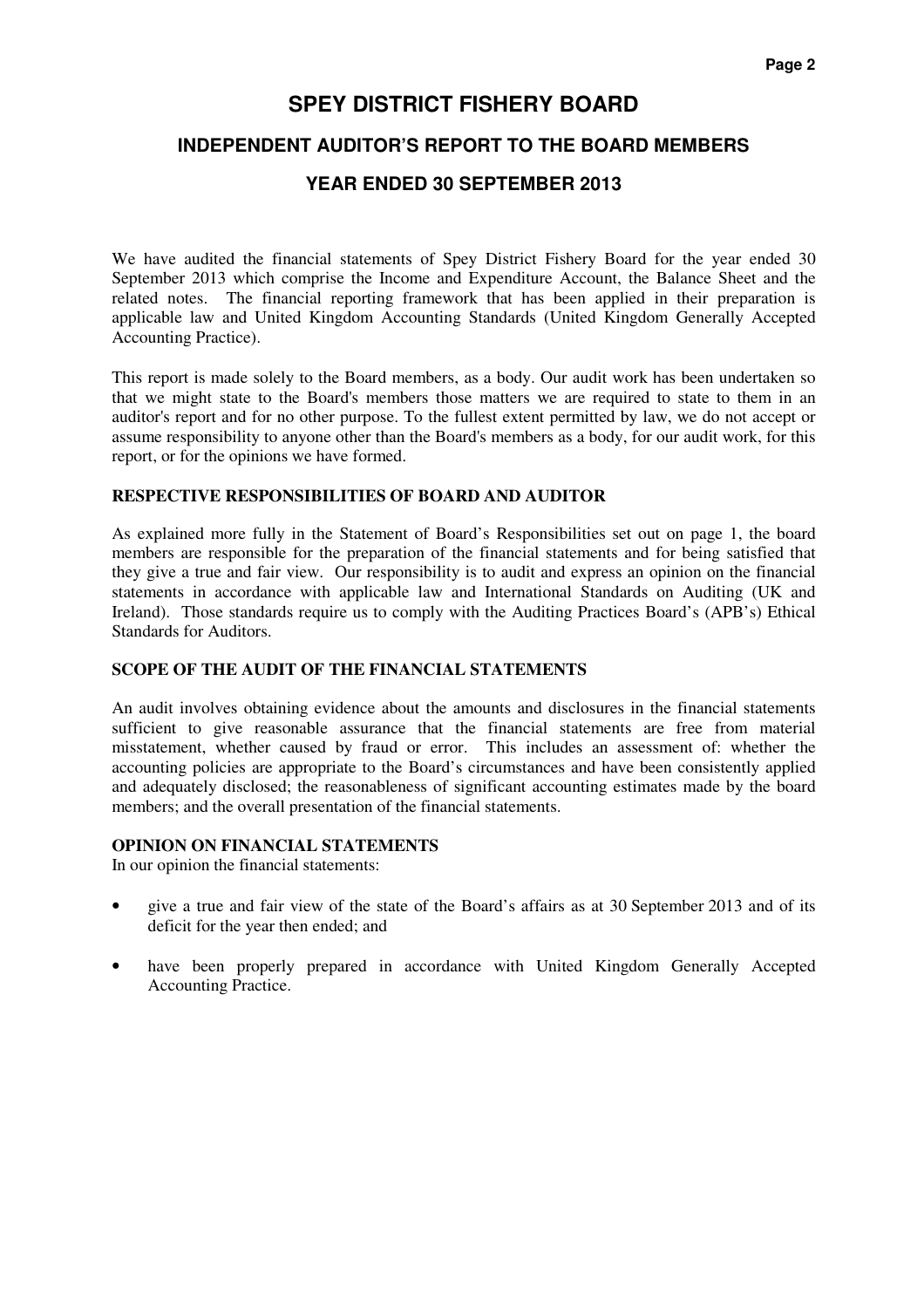# SPEY DISTRICT FISHERY BOARD

## INDEPENDENT AUDITOR'S REPORT TO THE BOARD MEMBERS

## YEAR ENDED 30 SEPTEMBER 2013

We have audited the financial statements of Spey District Fishery Board for the year ended 30 September 2013 which comprise the Income and Expenditure Account, the Balance Sheet and the related notes. The financial reporting framework that has been applied in their preparation is applicable law and United Kingdom Accounting Standards (United Kingdom Generally Accepted Accounting Practice).

This report is made solely to the Board members, as a body. Our audit work has been undertaken so that we might state to the Board's members those matters we are required to state to them in an auditor's report and for no other purpose. To the fullest extent permitted by law, we do not accept or assume responsibility to anyone other than the Board's members as a body, for our audit work, for this report, or for the opinions we have formed.

### RESPECTIVE RESPONSIBILITIES OF BOARD AND AUDITOR

As explained more fully in the Statement of Board's Responsibilities set out on page 1, the board members are responsible for the preparation of the financial statements and for being satisfied that they give a true and fair view. Our responsibility is to audit and express an opinion on the financial statements in accordance with applicable law and International Standards on Auditing (UK and Ireland). Those standards require us to comply with the Auditing Practices Board's (APB's) Ethical Standards for Auditors.

### SCOPE OF THE AUDIT OF THE FINANCIAL STATEMENTS

An audit involves obtaining evidence about the amounts and disclosures in the financial statements sufficient to give reasonable assurance that the financial statements are free from material misstatement, whether caused by fraud or error. This includes an assessment of: whether the accounting policies are appropriate to the Board's circumstances and have been consistently applied and adequately disclosed; the reasonableness of significant accounting estimates made by the board members; and the overall presentation of the financial statements.

### OPINION ON FINANCIAL STATEMENTS

In our opinion the financial statements:

- give a true and fair view of the state of the Board's affairs as at 30 September 2013 and of its deficit for the year then ended; and
- have been properly prepared in accordance with United Kingdom Generally Accepted Accounting Practice.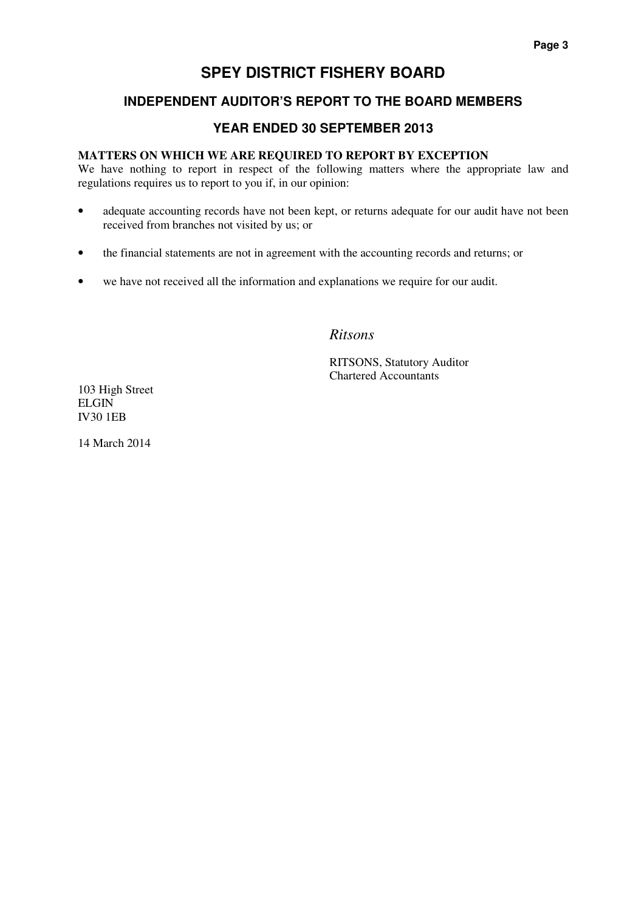# SPEY DISTRICT FISHERY BOARD

## INDEPENDENT AUDITOR'S REPORT TO THE BOARD MEMBERS

## YEAR ENDED 30 SEPTEMBER 2013

**MATTERS ON WHICH WE ARE REQUIRED TO REPORT BY EXCEPTION**

We have nothing to report in respect of the following matters where the appropriate law and regulations requires us to report to you if, in our opinion:

- adequate accounting records have not been kept, or returns adequate for our audit have not been received from branches not visited by us; or
- the financial statements are not in agreement with the accounting records and returns; or
- we have not received all the information and explanations we require for our audit.

*Ritsons*

RITSONS, Statutory Auditor
Chartered Accountants

103 High Street
ELGIN
IV30 1EB

14 March 2014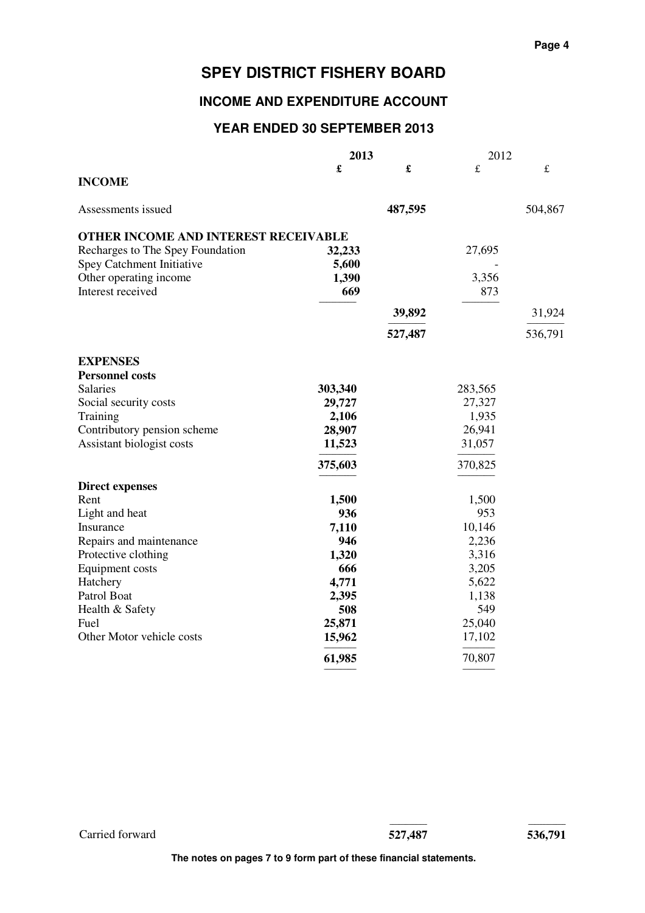# SPEY DISTRICT FISHERY BOARD

## INCOME AND EXPENDITURE ACCOUNT

### YEAR ENDED 30 SEPTEMBER 2013

| | 2013 | | 2012 | |
|---|---|---|---|---|
| | **£** | **£** | £ | £ |
| **INCOME** | | | | |
| Assessments issued | | **487,595** | | 504,867 |
| **OTHER INCOME AND INTEREST RECEIVABLE** | | | | |
| Recharges to The Spey Foundation | **32,233** | | 27,695 | |
| Spey Catchment Initiative | **5,600** | | - | |
| Other operating income | **1,390** | | 3,356 | |
| Interest received | **669** | | 873 | |
| | | **39,892** | | 31,924 |
| | | **527,487** | | 536,791 |
| **EXPENSES** | | | | |
| **Personnel costs** | | | | |
| Salaries | **303,340** | | 283,565 | |
| Social security costs | **29,727** | | 27,327 | |
| Training | **2,106** | | 1,935 | |
| Contributory pension scheme | **28,907** | | 26,941 | |
| Assistant biologist costs | **11,523** | | 31,057 | |
| | **375,603** | | 370,825 | |
| **Direct expenses** | | | | |
| Rent | **1,500** | | 1,500 | |
| Light and heat | **936** | | 953 | |
| Insurance | **7,110** | | 10,146 | |
| Repairs and maintenance | **946** | | 2,236 | |
| Protective clothing | **1,320** | | 3,316 | |
| Equipment costs | **666** | | 3,205 | |
| Hatchery | **4,771** | | 5,622 | |
| Patrol Boat | **2,395** | | 1,138 | |
| Health & Safety | **508** | | 549 | |
| Fuel | **25,871** | | 25,040 | |
| Other Motor vehicle costs | **15,962** | | 17,102 | |
| | **61,985** | | 70,807 | |
| Carried forward | | **527,487** | | **536,791** |

**The notes on pages 7 to 9 form part of these financial statements.**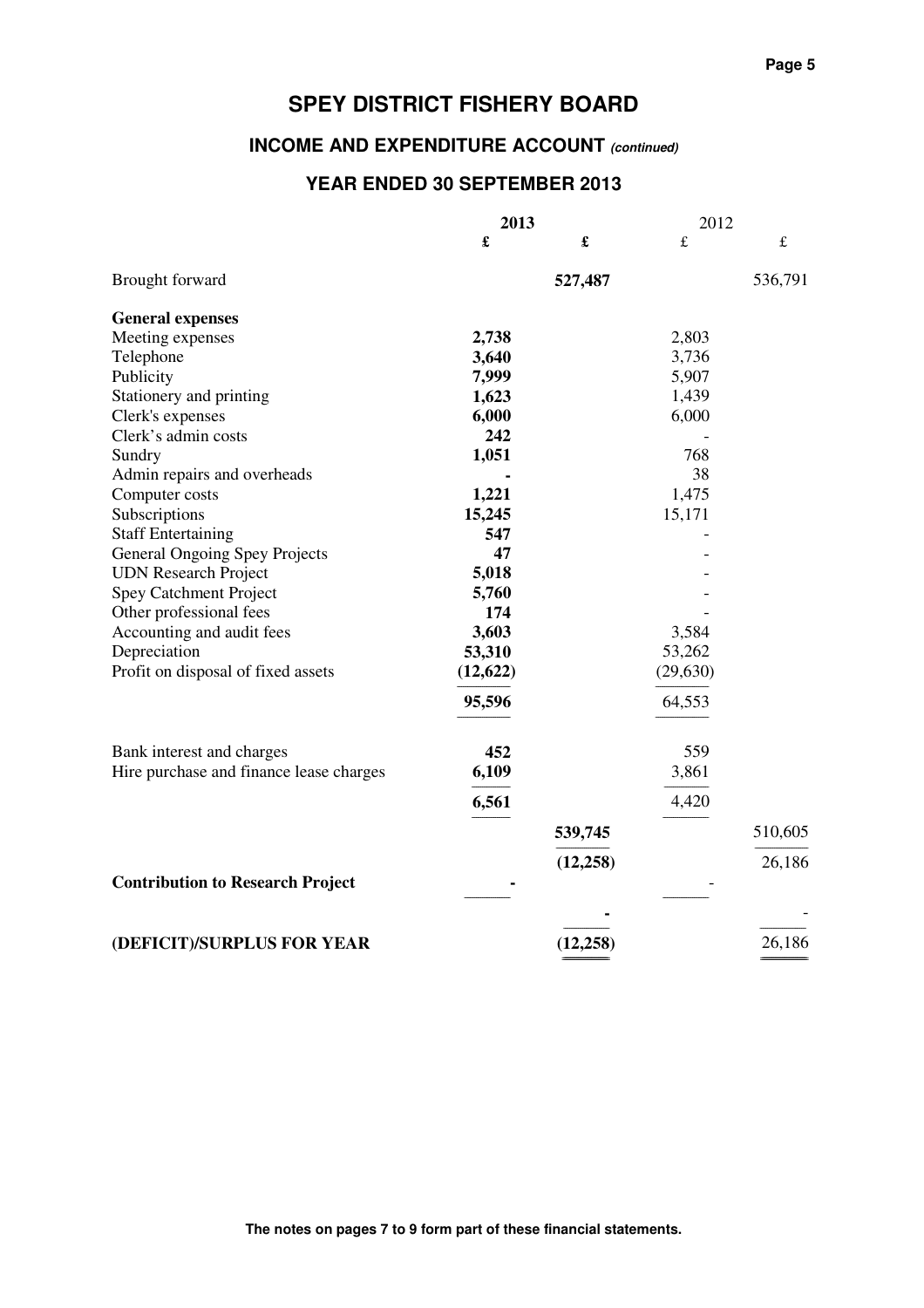# SPEY DISTRICT FISHERY BOARD

## INCOME AND EXPENDITURE ACCOUNT *(continued)*

### YEAR ENDED 30 SEPTEMBER 2013

| | 2013 | | 2012 | |
|---|---|---|---|---|
| | **£** | **£** | £ | £ |
| Brought forward | | **527,487** | | 536,791 |
| **General expenses** | | | | |
| Meeting expenses | **2,738** | | 2,803 | |
| Telephone | **3,640** | | 3,736 | |
| Publicity | **7,999** | | 5,907 | |
| Stationery and printing | **1,623** | | 1,439 | |
| Clerk's expenses | **6,000** | | 6,000 | |
| Clerk's admin costs | **242** | | - | |
| Sundry | **1,051** | | 768 | |
| Admin repairs and overheads | **-** | | 38 | |
| Computer costs | **1,221** | | 1,475 | |
| Subscriptions | **15,245** | | 15,171 | |
| Staff Entertaining | **547** | | - | |
| General Ongoing Spey Projects | **47** | | - | |
| UDN Research Project | **5,018** | | - | |
| Spey Catchment Project | **5,760** | | - | |
| Other professional fees | **174** | | - | |
| Accounting and audit fees | **3,603** | | 3,584 | |
| Depreciation | **53,310** | | 53,262 | |
| Profit on disposal of fixed assets | **(12,622)** | | (29,630) | |
| | **95,596** | | 64,553 | |
| Bank interest and charges | **452** | | 559 | |
| Hire purchase and finance lease charges | **6,109** | | 3,861 | |
| | **6,561** | | 4,420 | |
| | | **539,745** | | 510,605 |
| | | **(12,258)** | | 26,186 |
| **Contribution to Research Project** | **-** | | - | |
| | | **-** | | - |
| **(DEFICIT)/SURPLUS FOR YEAR** | | **(12,258)** | | 26,186 |

**The notes on pages 7 to 9 form part of these financial statements.**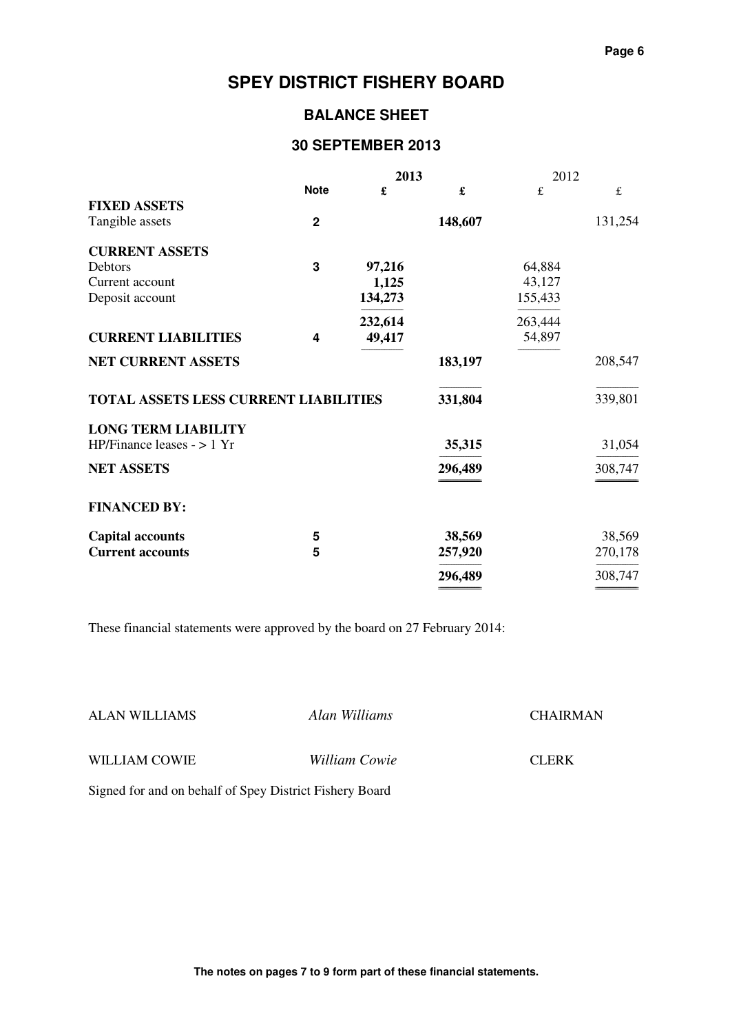# SPEY DISTRICT FISHERY BOARD

## BALANCE SHEET

## 30 SEPTEMBER 2013

| | Note | 2013 £ | 2013 £ | 2012 £ | 2012 £ |
|---|---|---|---|---|---|
| **FIXED ASSETS** | | | | | |
| Tangible assets | **2** | | **148,607** | | 131,254 |
| **CURRENT ASSETS** | | | | | |
| Debtors | **3** | **97,216** | | 64,884 | |
| Current account | | **1,125** | | 43,127 | |
| Deposit account | | **134,273** | | 155,433 | |
| | | **232,614** | | 263,444 | |
| **CURRENT LIABILITIES** | **4** | **49,417** | | 54,897 | |
| **NET CURRENT ASSETS** | | | **183,197** | | 208,547 |
| **TOTAL ASSETS LESS CURRENT LIABILITIES** | | | **331,804** | | 339,801 |
| **LONG TERM LIABILITY** | | | | | |
| HP/Finance leases - > 1 Yr | | | **35,315** | | 31,054 |
| **NET ASSETS** | | | **296,489** | | 308,747 |
| **FINANCED BY:** | | | | | |
| **Capital accounts** | **5** | | **38,569** | | 38,569 |
| **Current accounts** | **5** | | **257,920** | | 270,178 |
| | | | **296,489** | | 308,747 |

These financial statements were approved by the board on 27 February 2014:

| | | |
|---|---|---|
| ALAN WILLIAMS | *Alan Williams* | CHAIRMAN |
| WILLIAM COWIE | *William Cowie* | CLERK |

Signed for and on behalf of Spey District Fishery Board

**The notes on pages 7 to 9 form part of these financial statements.**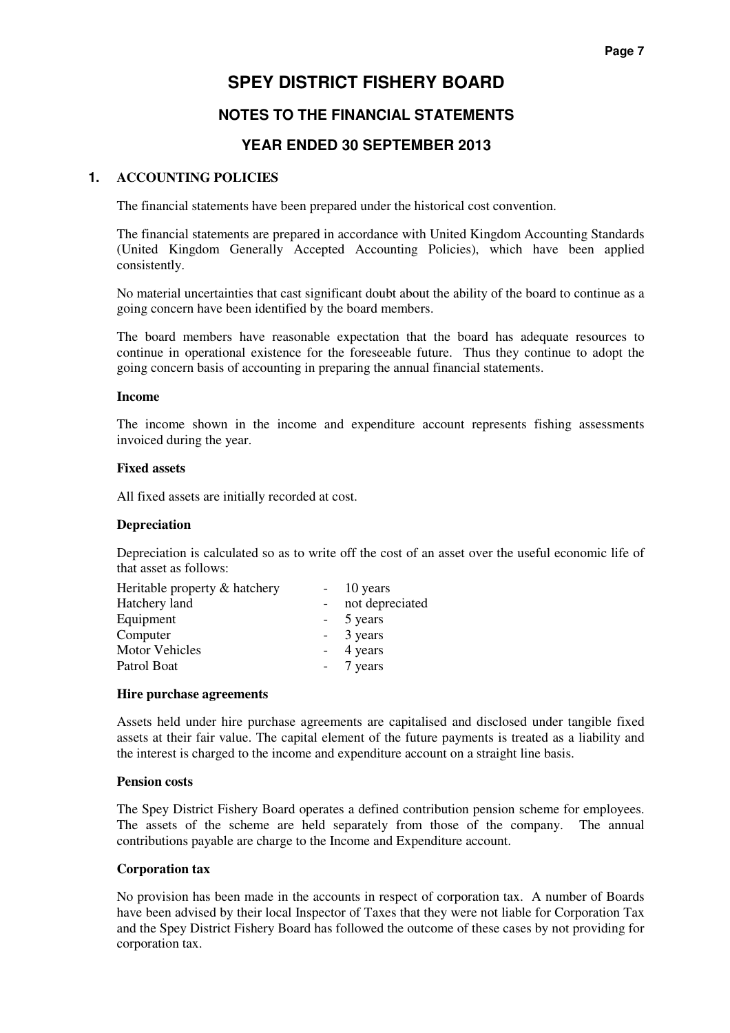# SPEY DISTRICT FISHERY BOARD

## NOTES TO THE FINANCIAL STATEMENTS

## YEAR ENDED 30 SEPTEMBER 2013

### 1. ACCOUNTING POLICIES

The financial statements have been prepared under the historical cost convention.

The financial statements are prepared in accordance with United Kingdom Accounting Standards (United Kingdom Generally Accepted Accounting Policies), which have been applied consistently.

No material uncertainties that cast significant doubt about the ability of the board to continue as a going concern have been identified by the board members.

The board members have reasonable expectation that the board has adequate resources to continue in operational existence for the foreseeable future. Thus they continue to adopt the going concern basis of accounting in preparing the annual financial statements.

**Income**

The income shown in the income and expenditure account represents fishing assessments invoiced during the year.

**Fixed assets**

All fixed assets are initially recorded at cost.

**Depreciation**

Depreciation is calculated so as to write off the cost of an asset over the useful economic life of that asset as follows:

| | | |
|---|---|---|
| Heritable property & hatchery | - | 10 years |
| Hatchery land | - | not depreciated |
| Equipment | - | 5 years |
| Computer | - | 3 years |
| Motor Vehicles | - | 4 years |
| Patrol Boat | - | 7 years |

**Hire purchase agreements**

Assets held under hire purchase agreements are capitalised and disclosed under tangible fixed assets at their fair value. The capital element of the future payments is treated as a liability and the interest is charged to the income and expenditure account on a straight line basis.

**Pension costs**

The Spey District Fishery Board operates a defined contribution pension scheme for employees. The assets of the scheme are held separately from those of the company. The annual contributions payable are charge to the Income and Expenditure account.

**Corporation tax**

No provision has been made in the accounts in respect of corporation tax. A number of Boards have been advised by their local Inspector of Taxes that they were not liable for Corporation Tax and the Spey District Fishery Board has followed the outcome of these cases by not providing for corporation tax.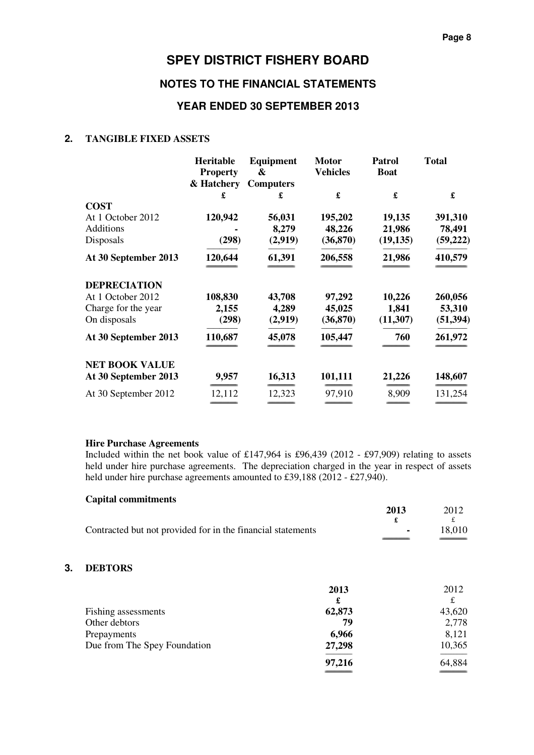# SPEY DISTRICT FISHERY BOARD

## NOTES TO THE FINANCIAL STATEMENTS

### YEAR ENDED 30 SEPTEMBER 2013

## 2. TANGIBLE FIXED ASSETS

| | Heritable Property & Hatchery | Equipment & Computers | Motor Vehicles | Patrol Boat | Total |
|---|---|---|---|---|---|
| | £ | £ | £ | £ | £ |
| **COST** | | | | | |
| At 1 October 2012 | **120,942** | **56,031** | **195,202** | **19,135** | **391,310** |
| Additions | **-** | **8,279** | **48,226** | **21,986** | **78,491** |
| Disposals | **(298)** | **(2,919)** | **(36,870)** | **(19,135)** | **(59,222)** |
| **At 30 September 2013** | **120,644** | **61,391** | **206,558** | **21,986** | **410,579** |
| **DEPRECIATION** | | | | | |
| At 1 October 2012 | **108,830** | **43,708** | **97,292** | **10,226** | **260,056** |
| Charge for the year | **2,155** | **4,289** | **45,025** | **1,841** | **53,310** |
| On disposals | **(298)** | **(2,919)** | **(36,870)** | **(11,307)** | **(51,394)** |
| **At 30 September 2013** | **110,687** | **45,078** | **105,447** | **760** | **261,972** |
| **NET BOOK VALUE** | | | | | |
| **At 30 September 2013** | **9,957** | **16,313** | **101,111** | **21,226** | **148,607** |
| At 30 September 2012 | 12,112 | 12,323 | 97,910 | 8,909 | 131,254 |

**Hire Purchase Agreements**

Included within the net book value of £147,964 is £96,439 (2012 - £97,909) relating to assets held under hire purchase agreements. The depreciation charged in the year in respect of assets held under hire purchase agreements amounted to £39,188 (2012 - £27,940).

**Capital commitments**

| | 2013 | 2012 |
|---|---|---|
| | £ | £ |
| Contracted but not provided for in the financial statements | **-** | 18,010 |

## 3. DEBTORS

| | 2013 | 2012 |
|---|---|---|
| | £ | £ |
| Fishing assessments | **62,873** | 43,620 |
| Other debtors | **79** | 2,778 |
| Prepayments | **6,966** | 8,121 |
| Due from The Spey Foundation | **27,298** | 10,365 |
| | **97,216** | 64,884 |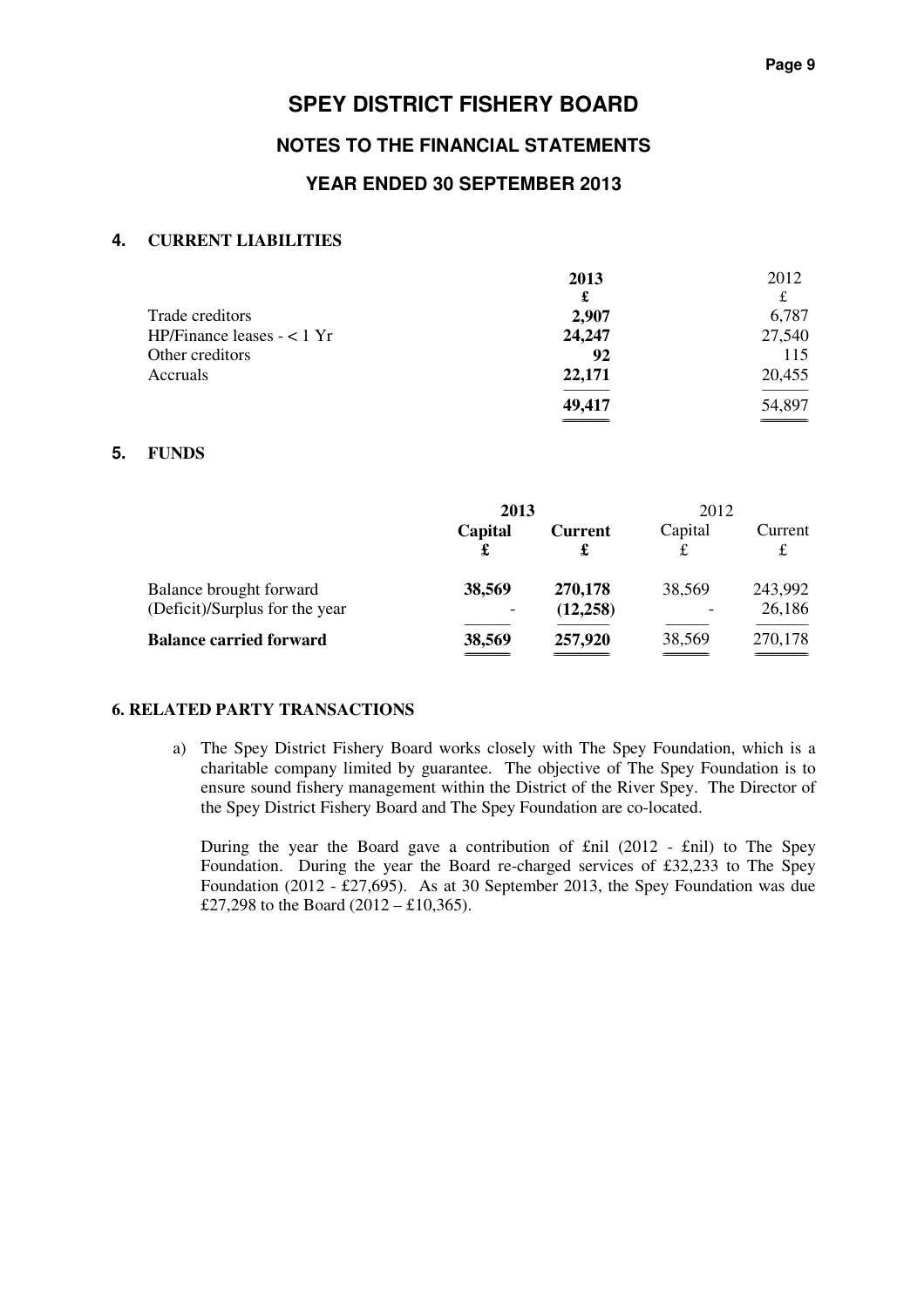# SPEY DISTRICT FISHERY BOARD

## NOTES TO THE FINANCIAL STATEMENTS

### YEAR ENDED 30 SEPTEMBER 2013

### 4. CURRENT LIABILITIES

| | 2013 | 2012 |
|---|---|---|
| | £ | £ |
| Trade creditors | **2,907** | 6,787 |
| HP/Finance leases - < 1 Yr | **24,247** | 27,540 |
| Other creditors | **92** | 115 |
| Accruals | **22,171** | 20,455 |
| | **49,417** | 54,897 |

### 5. FUNDS

| | 2013 | | 2012 | |
|---|---|---|---|---|
| | **Capital £** | **Current £** | Capital £ | Current £ |
| Balance brought forward | **38,569** | **270,178** | 38,569 | 243,992 |
| (Deficit)/Surplus for the year | - | **(12,258)** | - | 26,186 |
| **Balance carried forward** | **38,569** | **257,920** | 38,569 | 270,178 |

### 6. RELATED PARTY TRANSACTIONS

a) The Spey District Fishery Board works closely with The Spey Foundation, which is a charitable company limited by guarantee. The objective of The Spey Foundation is to ensure sound fishery management within the District of the River Spey. The Director of the Spey District Fishery Board and The Spey Foundation are co-located.

During the year the Board gave a contribution of £nil (2012 - £nil) to The Spey Foundation. During the year the Board re-charged services of £32,233 to The Spey Foundation (2012 - £27,695). As at 30 September 2013, the Spey Foundation was due £27,298 to the Board (2012 – £10,365).